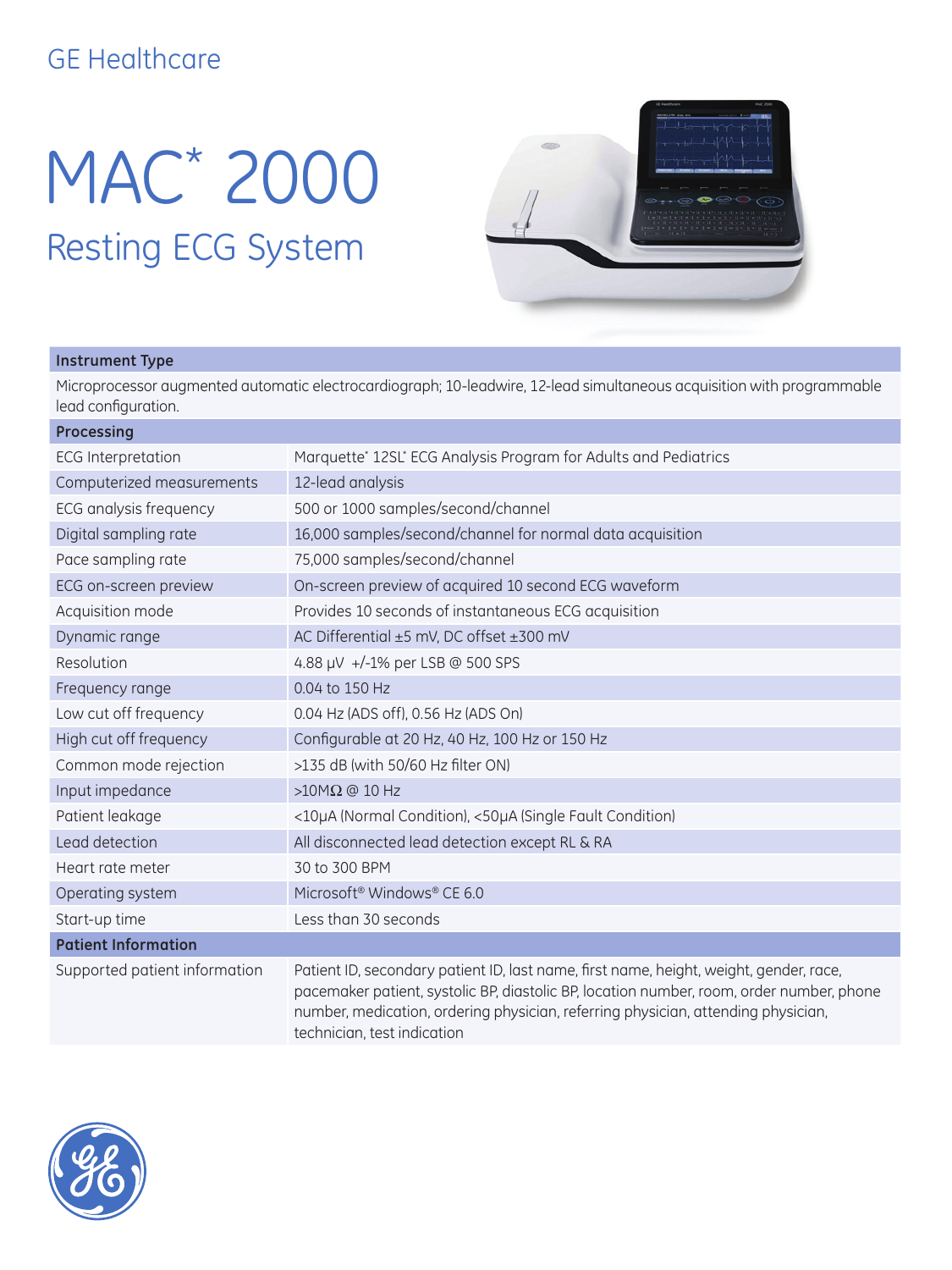GE Healthcare

# MAC* 2000

## Resting ECG System

| Instrument Type | |
|---|---|
| Microprocessor augmented automatic electrocardiograph; 10-leadwire, 12-lead simultaneous acquisition with programmable lead configuration. | |
| **Processing** | |
| ECG Interpretation | Marquette* 12SL* ECG Analysis Program for Adults and Pediatrics |
| Computerized measurements | 12-lead analysis |
| ECG analysis frequency | 500 or 1000 samples/second/channel |
| Digital sampling rate | 16,000 samples/second/channel for normal data acquisition |
| Pace sampling rate | 75,000 samples/second/channel |
| ECG on-screen preview | On-screen preview of acquired 10 second ECG waveform |
| Acquisition mode | Provides 10 seconds of instantaneous ECG acquisition |
| Dynamic range | AC Differential ±5 mV, DC offset ±300 mV |
| Resolution | 4.88 μV +/-1% per LSB @ 500 SPS |
| Frequency range | 0.04 to 150 Hz |
| Low cut off frequency | 0.04 Hz (ADS off), 0.56 Hz (ADS On) |
| High cut off frequency | Configurable at 20 Hz, 40 Hz, 100 Hz or 150 Hz |
| Common mode rejection | >135 dB (with 50/60 Hz filter ON) |
| Input impedance | >10MΩ @ 10 Hz |
| Patient leakage | <10μA (Normal Condition), <50μA (Single Fault Condition) |
| Lead detection | All disconnected lead detection except RL & RA |
| Heart rate meter | 30 to 300 BPM |
| Operating system | Microsoft® Windows® CE 6.0 |
| Start-up time | Less than 30 seconds |
| **Patient Information** | |
| Supported patient information | Patient ID, secondary patient ID, last name, first name, height, weight, gender, race, pacemaker patient, systolic BP, diastolic BP, location number, room, order number, phone number, medication, ordering physician, referring physician, attending physician, technician, test indication |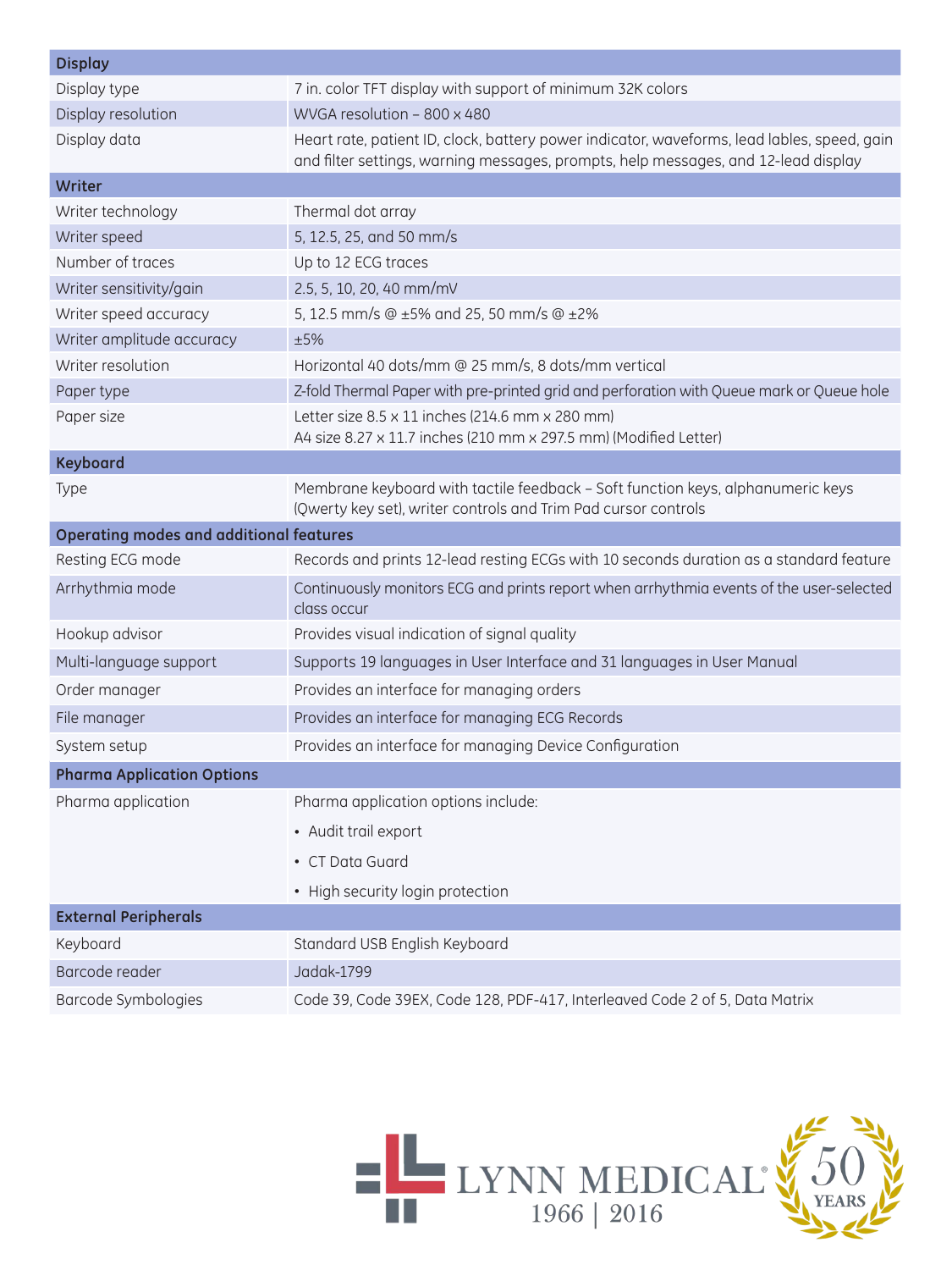| Display | |
|---|---|
| Display type | 7 in. color TFT display with support of minimum 32K colors |
| Display resolution | WVGA resolution – 800 x 480 |
| Display data | Heart rate, patient ID, clock, battery power indicator, waveforms, lead lables, speed, gain and filter settings, warning messages, prompts, help messages, and 12-lead display |
| **Writer** | |
| Writer technology | Thermal dot array |
| Writer speed | 5, 12.5, 25, and 50 mm/s |
| Number of traces | Up to 12 ECG traces |
| Writer sensitivity/gain | 2.5, 5, 10, 20, 40 mm/mV |
| Writer speed accuracy | 5, 12.5 mm/s @ ±5% and 25, 50 mm/s @ ±2% |
| Writer amplitude accuracy | ±5% |
| Writer resolution | Horizontal 40 dots/mm @ 25 mm/s, 8 dots/mm vertical |
| Paper type | Z-fold Thermal Paper with pre-printed grid and perforation with Queue mark or Queue hole |
| Paper size | Letter size 8.5 x 11 inches (214.6 mm x 280 mm)<br>A4 size 8.27 x 11.7 inches (210 mm x 297.5 mm) (Modified Letter) |
| **Keyboard** | |
| Type | Membrane keyboard with tactile feedback – Soft function keys, alphanumeric keys (Qwerty key set), writer controls and Trim Pad cursor controls |
| **Operating modes and additional features** | |
| Resting ECG mode | Records and prints 12-lead resting ECGs with 10 seconds duration as a standard feature |
| Arrhythmia mode | Continuously monitors ECG and prints report when arrhythmia events of the user-selected class occur |
| Hookup advisor | Provides visual indication of signal quality |
| Multi-language support | Supports 19 languages in User Interface and 31 languages in User Manual |
| Order manager | Provides an interface for managing orders |
| File manager | Provides an interface for managing ECG Records |
| System setup | Provides an interface for managing Device Configuration |
| **Pharma Application Options** | |
| Pharma application | Pharma application options include:<br>• Audit trail export<br>• CT Data Guard<br>• High security login protection |
| **External Peripherals** | |
| Keyboard | Standard USB English Keyboard |
| Barcode reader | Jadak-1799 |
| Barcode Symbologies | Code 39, Code 39EX, Code 128, PDF-417, Interleaved Code 2 of 5, Data Matrix |

LYNN MEDICAL® 1966 | 2016 50 YEARS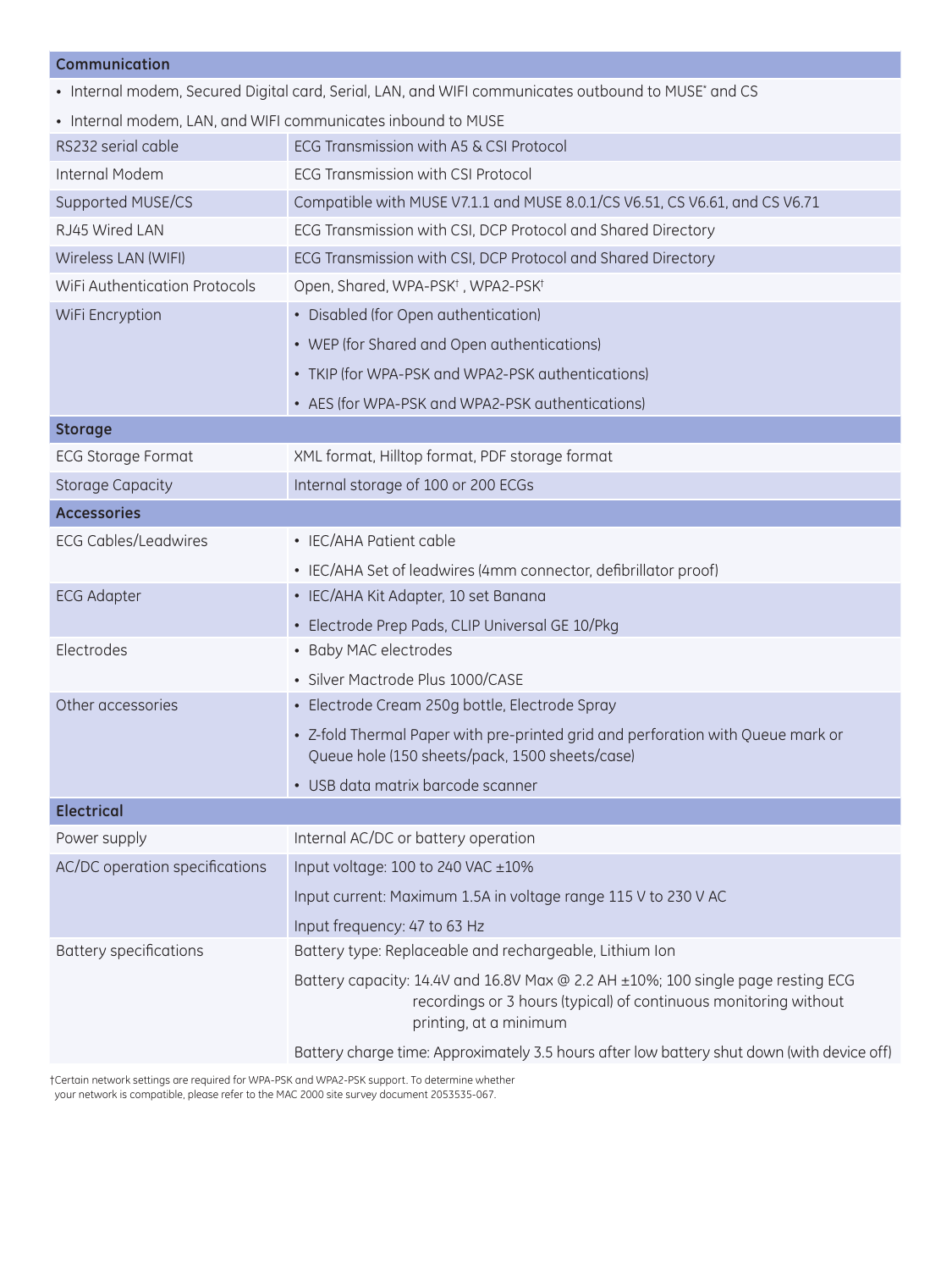| Communication | |
|---|---|
| • Internal modem, Secured Digital card, Serial, LAN, and WIFI communicates outbound to MUSE* and CS | |
| • Internal modem, LAN, and WIFI communicates inbound to MUSE | |
| RS232 serial cable | ECG Transmission with A5 & CSI Protocol |
| Internal Modem | ECG Transmission with CSI Protocol |
| Supported MUSE/CS | Compatible with MUSE V7.1.1 and MUSE 8.0.1/CS V6.51, CS V6.61, and CS V6.71 |
| RJ45 Wired LAN | ECG Transmission with CSI, DCP Protocol and Shared Directory |
| Wireless LAN (WIFI) | ECG Transmission with CSI, DCP Protocol and Shared Directory |
| WiFi Authentication Protocols | Open, Shared, WPA-PSK†, WPA2-PSK† |
| WiFi Encryption | • Disabled (for Open authentication)<br>• WEP (for Shared and Open authentications)<br>• TKIP (for WPA-PSK and WPA2-PSK authentications)<br>• AES (for WPA-PSK and WPA2-PSK authentications) |
| **Storage** | |
| ECG Storage Format | XML format, Hilltop format, PDF storage format |
| Storage Capacity | Internal storage of 100 or 200 ECGs |
| **Accessories** | |
| ECG Cables/Leadwires | • IEC/AHA Patient cable<br>• IEC/AHA Set of leadwires (4mm connector, defibrillator proof) |
| ECG Adapter | • IEC/AHA Kit Adapter, 10 set Banana<br>• Electrode Prep Pads, CLIP Universal GE 10/Pkg |
| Electrodes | • Baby MAC electrodes<br>• Silver Mactrode Plus 1000/CASE |
| Other accessories | • Electrode Cream 250g bottle, Electrode Spray<br>• Z-fold Thermal Paper with pre-printed grid and perforation with Queue mark or Queue hole (150 sheets/pack, 1500 sheets/case)<br>• USB data matrix barcode scanner |
| **Electrical** | |
| Power supply | Internal AC/DC or battery operation |
| AC/DC operation specifications | Input voltage: 100 to 240 VAC ±10%<br>Input current: Maximum 1.5A in voltage range 115 V to 230 V AC<br>Input frequency: 47 to 63 Hz |
| Battery specifications | Battery type: Replaceable and rechargeable, Lithium Ion<br>Battery capacity: 14.4V and 16.8V Max @ 2.2 AH ±10%; 100 single page resting ECG recordings or 3 hours (typical) of continuous monitoring without printing, at a minimum<br>Battery charge time: Approximately 3.5 hours after low battery shut down (with device off) |

†Certain network settings are required for WPA-PSK and WPA2-PSK support. To determine whether your network is compatible, please refer to the MAC 2000 site survey document 2053535-067.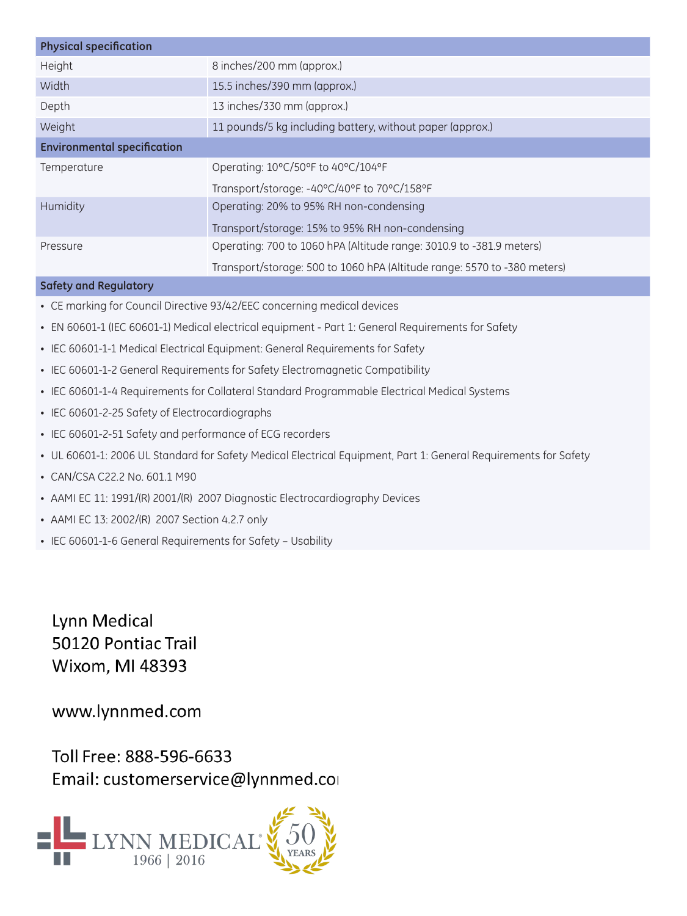| | |
|---|---|
| **Physical specification** | |
| Height | 8 inches/200 mm (approx.) |
| Width | 15.5 inches/390 mm (approx.) |
| Depth | 13 inches/330 mm (approx.) |
| Weight | 11 pounds/5 kg including battery, without paper (approx.) |
| **Environmental specification** | |
| Temperature | Operating: 10°C/50°F to 40°C/104°F<br>Transport/storage: -40°C/40°F to 70°C/158°F |
| Humidity | Operating: 20% to 95% RH non-condensing<br>Transport/storage: 15% to 95% RH non-condensing |
| Pressure | Operating: 700 to 1060 hPA (Altitude range: 3010.9 to -381.9 meters)<br>Transport/storage: 500 to 1060 hPA (Altitude range: 5570 to -380 meters) |

**Safety and Regulatory**

- CE marking for Council Directive 93/42/EEC concerning medical devices
- EN 60601-1 (IEC 60601-1) Medical electrical equipment - Part 1: General Requirements for Safety
- IEC 60601-1-1 Medical Electrical Equipment: General Requirements for Safety
- IEC 60601-1-2 General Requirements for Safety Electromagnetic Compatibility
- IEC 60601-1-4 Requirements for Collateral Standard Programmable Electrical Medical Systems
- IEC 60601-2-25 Safety of Electrocardiographs
- IEC 60601-2-51 Safety and performance of ECG recorders
- UL 60601-1: 2006 UL Standard for Safety Medical Electrical Equipment, Part 1: General Requirements for Safety
- CAN/CSA C22.2 No. 601.1 M90
- AAMI EC 11: 1991/(R) 2001/(R) 2007 Diagnostic Electrocardiography Devices
- AAMI EC 13: 2002/(R) 2007 Section 4.2.7 only
- IEC 60601-1-6 General Requirements for Safety – Usability

Lynn Medical
50120 Pontiac Trail
Wixom, MI 48393

www.lynnmed.com

Toll Free: 888-596-6633
Email: customerservice@lynnmed.co

LYNN MEDICAL
1966 | 2016
50 YEARS